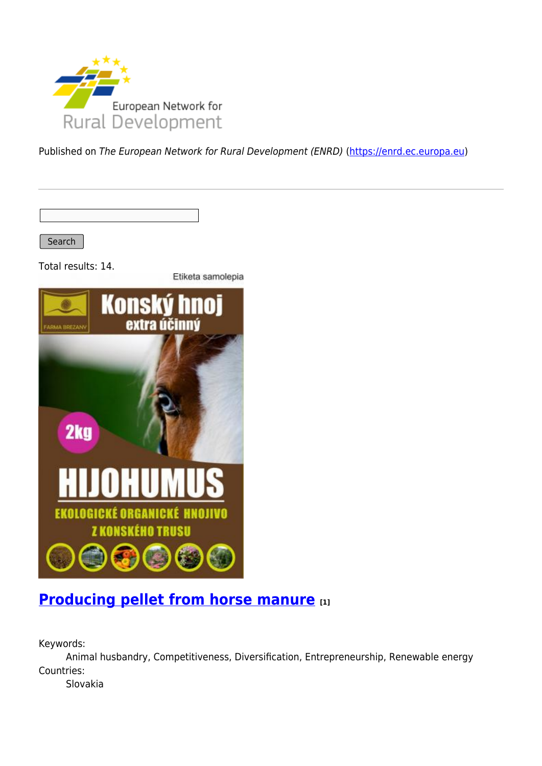Published on *The European Network for Rural Development (ENRD)* (https://enrd.ec.europa.eu)

Search

Total results: 14.

## Producing pellet from horse manure [1]

Keywords:
Animal husbandry, Competitiveness, Diversification, Entrepreneurship, Renewable energy

Countries:
Slovakia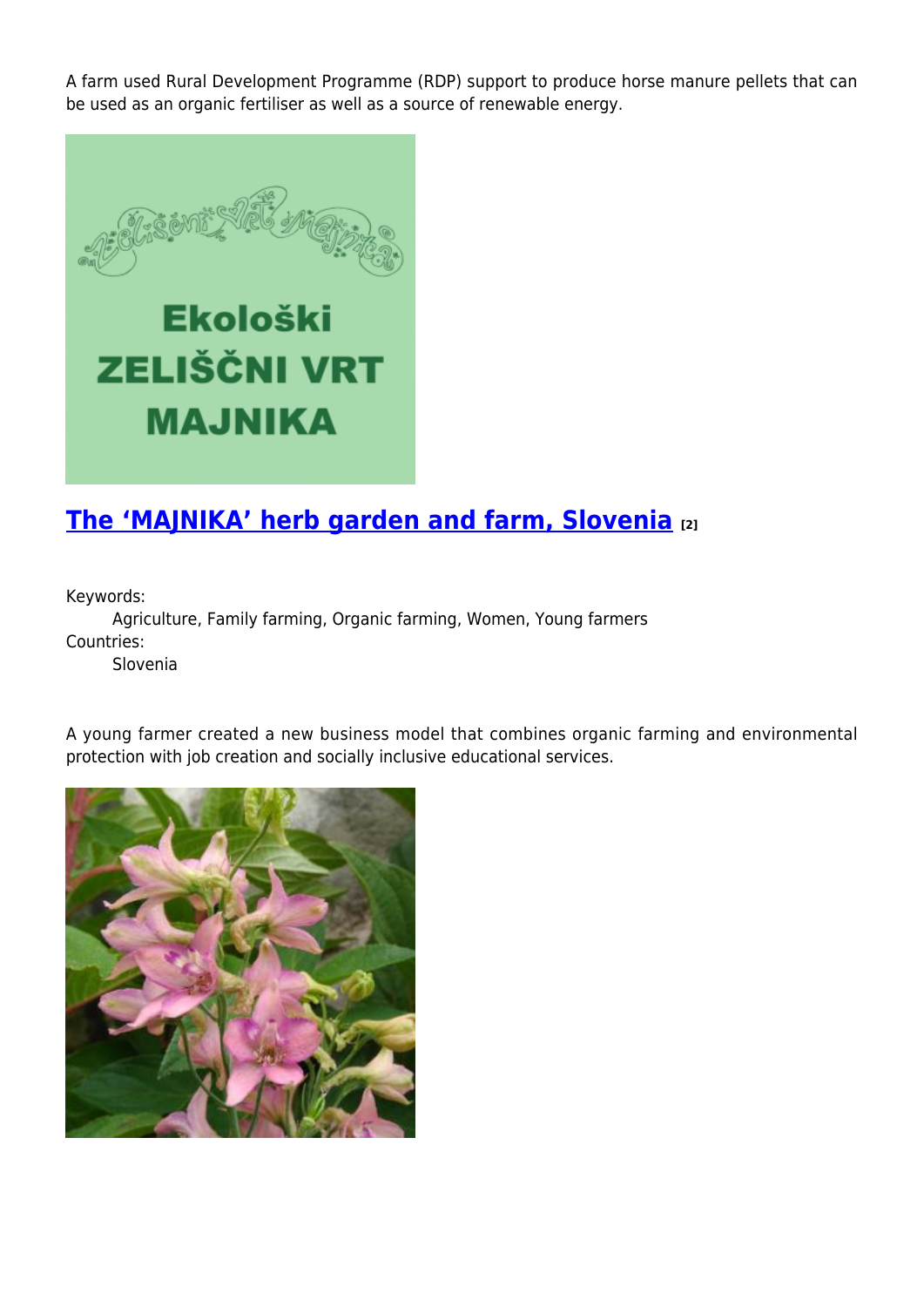A farm used Rural Development Programme (RDP) support to produce horse manure pellets that can be used as an organic fertiliser as well as a source of renewable energy.

## The ‘MAJNIKA’ herb garden and farm, Slovenia [2]

Keywords:
    Agriculture, Family farming, Organic farming, Women, Young farmers
Countries:
    Slovenia

A young farmer created a new business model that combines organic farming and environmental protection with job creation and socially inclusive educational services.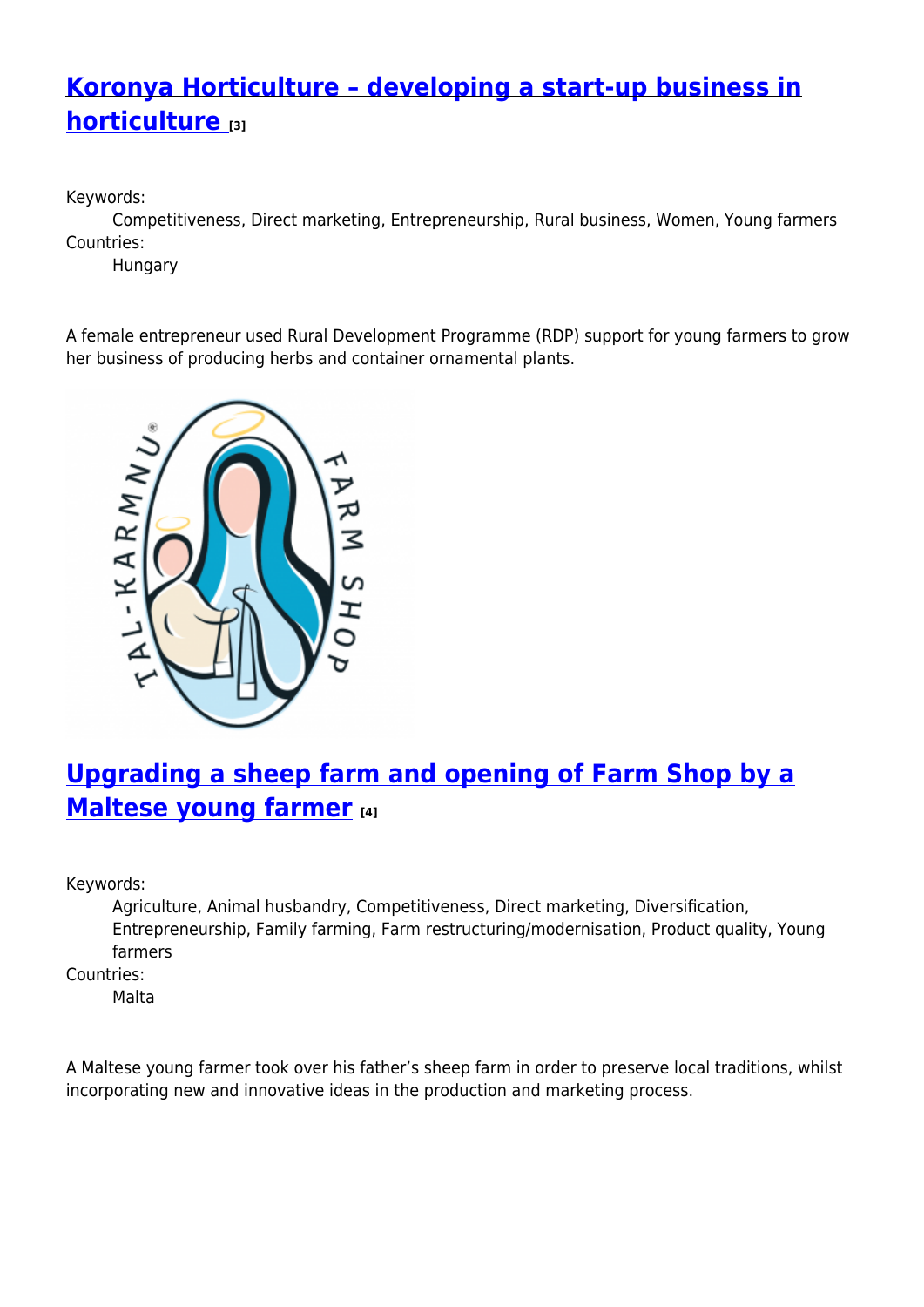## Koronya Horticulture – developing a start-up business in horticulture [3]

Keywords:
Competitiveness, Direct marketing, Entrepreneurship, Rural business, Women, Young farmers

Countries:
Hungary

A female entrepreneur used Rural Development Programme (RDP) support for young farmers to grow her business of producing herbs and container ornamental plants.

## Upgrading a sheep farm and opening of Farm Shop by a Maltese young farmer [4]

Keywords:
Agriculture, Animal husbandry, Competitiveness, Direct marketing, Diversification, Entrepreneurship, Family farming, Farm restructuring/modernisation, Product quality, Young farmers

Countries:
Malta

A Maltese young farmer took over his father's sheep farm in order to preserve local traditions, whilst incorporating new and innovative ideas in the production and marketing process.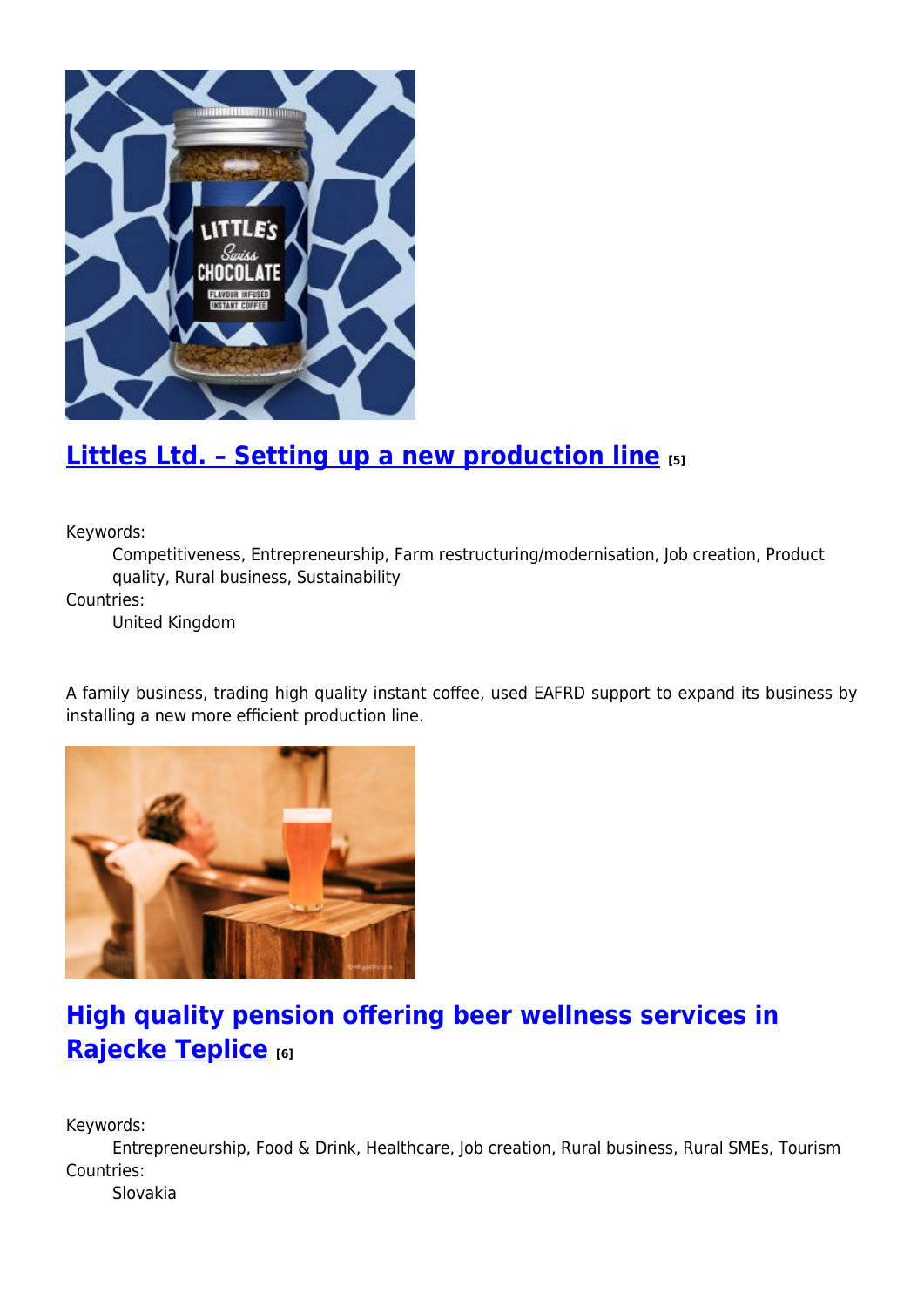## Littles Ltd. – Setting up a new production line [5]

Keywords:
: Competitiveness, Entrepreneurship, Farm restructuring/modernisation, Job creation, Product quality, Rural business, Sustainability

Countries:
: United Kingdom

A family business, trading high quality instant coffee, used EAFRD support to expand its business by installing a new more efficient production line.

## High quality pension offering beer wellness services in Rajecke Teplice [6]

Keywords:
: Entrepreneurship, Food & Drink, Healthcare, Job creation, Rural business, Rural SMEs, Tourism

Countries:
: Slovakia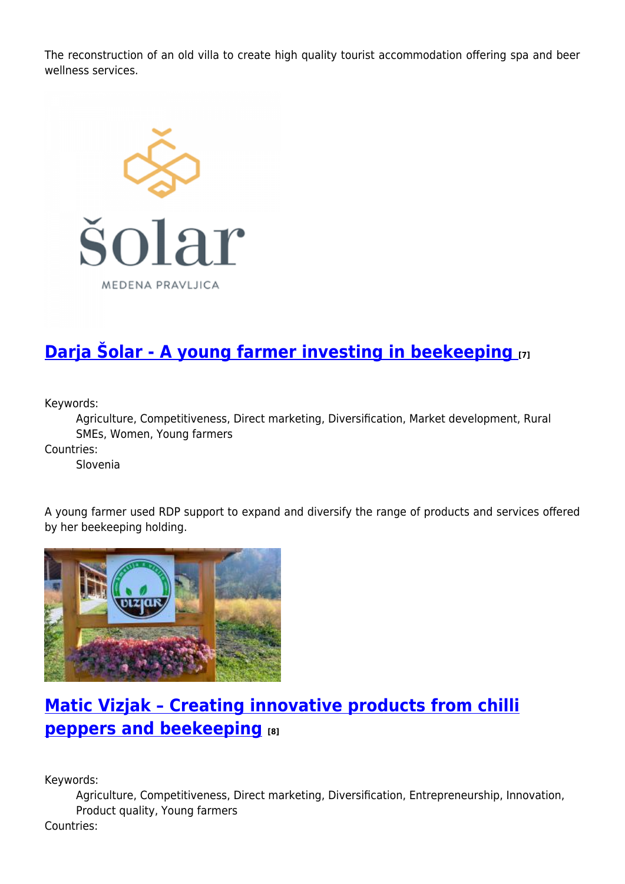The reconstruction of an old villa to create high quality tourist accommodation offering spa and beer wellness services.

## Darja Šolar - A young farmer investing in beekeeping [7]

Keywords:
: Agriculture, Competitiveness, Direct marketing, Diversification, Market development, Rural SMEs, Women, Young farmers

Countries:
: Slovenia

A young farmer used RDP support to expand and diversify the range of products and services offered by her beekeeping holding.

## Matic Vizjak – Creating innovative products from chilli peppers and beekeeping [8]

Keywords:
: Agriculture, Competitiveness, Direct marketing, Diversification, Entrepreneurship, Innovation, Product quality, Young farmers

Countries: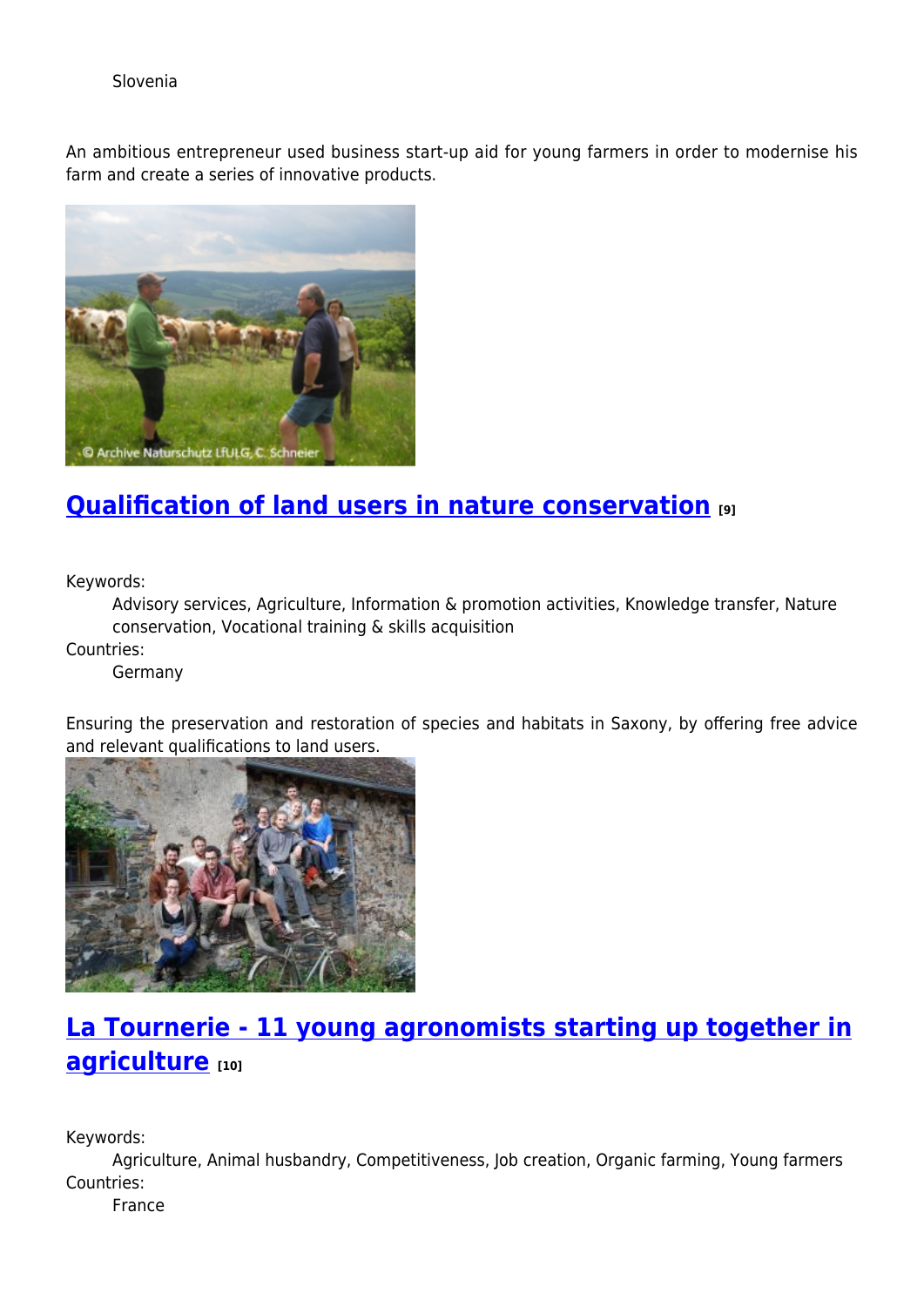Slovenia

An ambitious entrepreneur used business start-up aid for young farmers in order to modernise his farm and create a series of innovative products.

## Qualification of land users in nature conservation [9]

Keywords:
Advisory services, Agriculture, Information & promotion activities, Knowledge transfer, Nature conservation, Vocational training & skills acquisition

Countries:
Germany

Ensuring the preservation and restoration of species and habitats in Saxony, by offering free advice and relevant qualifications to land users.

## La Tournerie - 11 young agronomists starting up together in agriculture [10]

Keywords:
Agriculture, Animal husbandry, Competitiveness, Job creation, Organic farming, Young farmers

Countries:
France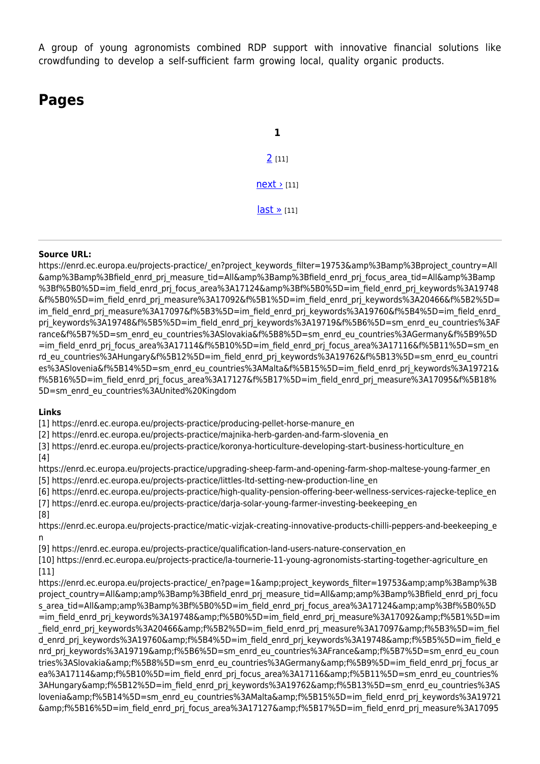A group of young agronomists combined RDP support with innovative financial solutions like crowdfunding to develop a self-sufficient farm growing local, quality organic products.

## Pages

**1**

2 [11]

next › [11]

last » [11]

---

**Source URL:**
https://enrd.ec.europa.eu/projects-practice/_en?project_keywords_filter=19753&amp%3Bamp%3Bproject_country=All&amp%3Bamp%3Bfield_enrd_prj_measure_tid=All&amp%3Bamp%3Bfield_enrd_prj_focus_area_tid=All&amp%3Bamp%3Bf%5B0%5D=im_field_enrd_prj_focus_area%3A17124&amp%3Bf%5B0%5D=im_field_enrd_prj_keywords%3A19748&f%5B0%5D=im_field_enrd_prj_measure%3A17092&f%5B1%5D=im_field_enrd_prj_keywords%3A20466&f%5B2%5D=im_field_enrd_prj_measure%3A17097&f%5B3%5D=im_field_enrd_prj_keywords%3A19760&f%5B4%5D=im_field_enrd_prj_keywords%3A19748&f%5B5%5D=im_field_enrd_prj_keywords%3A19719&f%5B6%5D=sm_enrd_eu_countries%3AFrance&f%5B7%5D=sm_enrd_eu_countries%3ASlovakia&f%5B8%5D=sm_enrd_eu_countries%3AGermany&f%5B9%5D=im_field_enrd_prj_focus_area%3A17114&f%5B10%5D=im_field_enrd_prj_focus_area%3A17116&f%5B11%5D=sm_enrd_eu_countries%3AHungary&f%5B12%5D=im_field_enrd_prj_keywords%3A19762&f%5B13%5D=sm_enrd_eu_countries%3ASlovenia&f%5B14%5D=sm_enrd_eu_countries%3AMalta&f%5B15%5D=im_field_enrd_prj_keywords%3A19721&f%5B16%5D=im_field_enrd_prj_focus_area%3A17127&f%5B17%5D=im_field_enrd_prj_measure%3A17095&f%5B18%5D=sm_enrd_eu_countries%3AUnited%20Kingdom

**Links**
[1] https://enrd.ec.europa.eu/projects-practice/producing-pellet-horse-manure_en
[2] https://enrd.ec.europa.eu/projects-practice/majnika-herb-garden-and-farm-slovenia_en
[3] https://enrd.ec.europa.eu/projects-practice/koronya-horticulture-developing-start-business-horticulture_en
[4] https://enrd.ec.europa.eu/projects-practice/upgrading-sheep-farm-and-opening-farm-shop-maltese-young-farmer_en
[5] https://enrd.ec.europa.eu/projects-practice/littles-ltd-setting-new-production-line_en
[6] https://enrd.ec.europa.eu/projects-practice/high-quality-pension-offering-beer-wellness-services-rajecke-teplice_en
[7] https://enrd.ec.europa.eu/projects-practice/darja-solar-young-farmer-investing-beekeeping_en
[8] https://enrd.ec.europa.eu/projects-practice/matic-vizjak-creating-innovative-products-chilli-peppers-and-beekeeping_en
[9] https://enrd.ec.europa.eu/projects-practice/qualification-land-users-nature-conservation_en
[10] https://enrd.ec.europa.eu/projects-practice/la-tournerie-11-young-agronomists-starting-together-agriculture_en
[11] https://enrd.ec.europa.eu/projects-practice/_en?page=1&amp;project_keywords_filter=19753&amp;amp%3Bamp%3Bproject_country=All&amp;amp%3Bamp%3Bfield_enrd_prj_measure_tid=All&amp;amp%3Bamp%3Bfield_enrd_prj_focus_area_tid=All&amp;amp%3Bamp%3Bf%5B0%5D=im_field_enrd_prj_focus_area%3A17124&amp;amp%3Bf%5B0%5D=im_field_enrd_prj_keywords%3A19748&amp;f%5B0%5D=im_field_enrd_prj_measure%3A17092&amp;f%5B1%5D=im_field_enrd_prj_keywords%3A20466&amp;f%5B2%5D=im_field_enrd_prj_measure%3A17097&amp;f%5B3%5D=im_field_enrd_prj_keywords%3A19760&amp;f%5B4%5D=im_field_enrd_prj_keywords%3A19748&amp;f%5B5%5D=im_field_enrd_prj_keywords%3A19719&amp;f%5B6%5D=sm_enrd_eu_countries%3AFrance&amp;f%5B7%5D=sm_enrd_eu_countries%3ASlovakia&amp;f%5B8%5D=sm_enrd_eu_countries%3AGermany&amp;f%5B9%5D=im_field_enrd_prj_focus_area%3A17114&amp;f%5B10%5D=im_field_enrd_prj_focus_area%3A17116&amp;f%5B11%5D=sm_enrd_eu_countries%3AHungary&amp;f%5B12%5D=im_field_enrd_prj_keywords%3A19762&amp;f%5B13%5D=sm_enrd_eu_countries%3ASlovenia&amp;f%5B14%5D=sm_enrd_eu_countries%3AMalta&amp;f%5B15%5D=im_field_enrd_prj_keywords%3A19721&amp;f%5B16%5D=im_field_enrd_prj_focus_area%3A17127&amp;f%5B17%5D=im_field_enrd_prj_measure%3A17095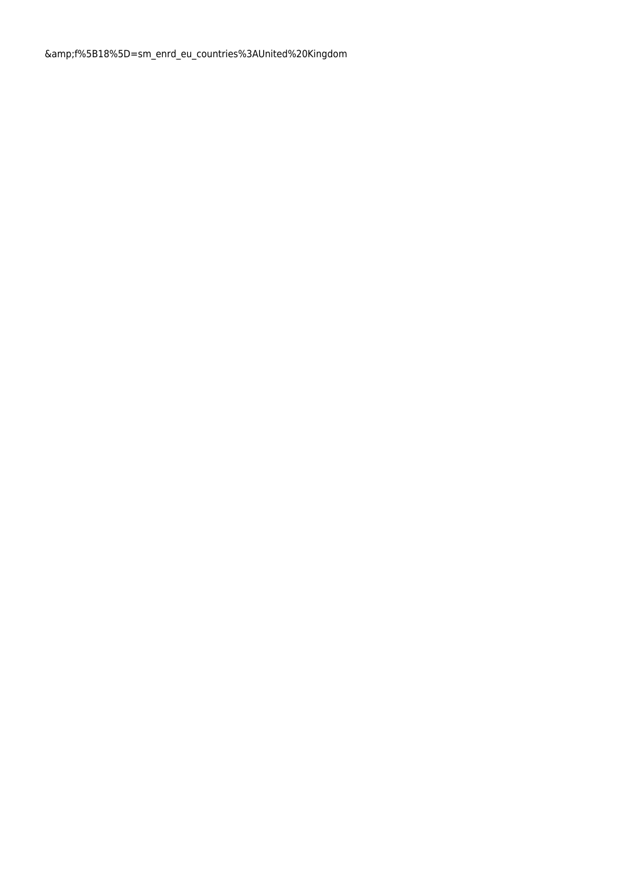&amp;f%5B18%5D=sm_enrd_eu_countries%3AUnited%20Kingdom